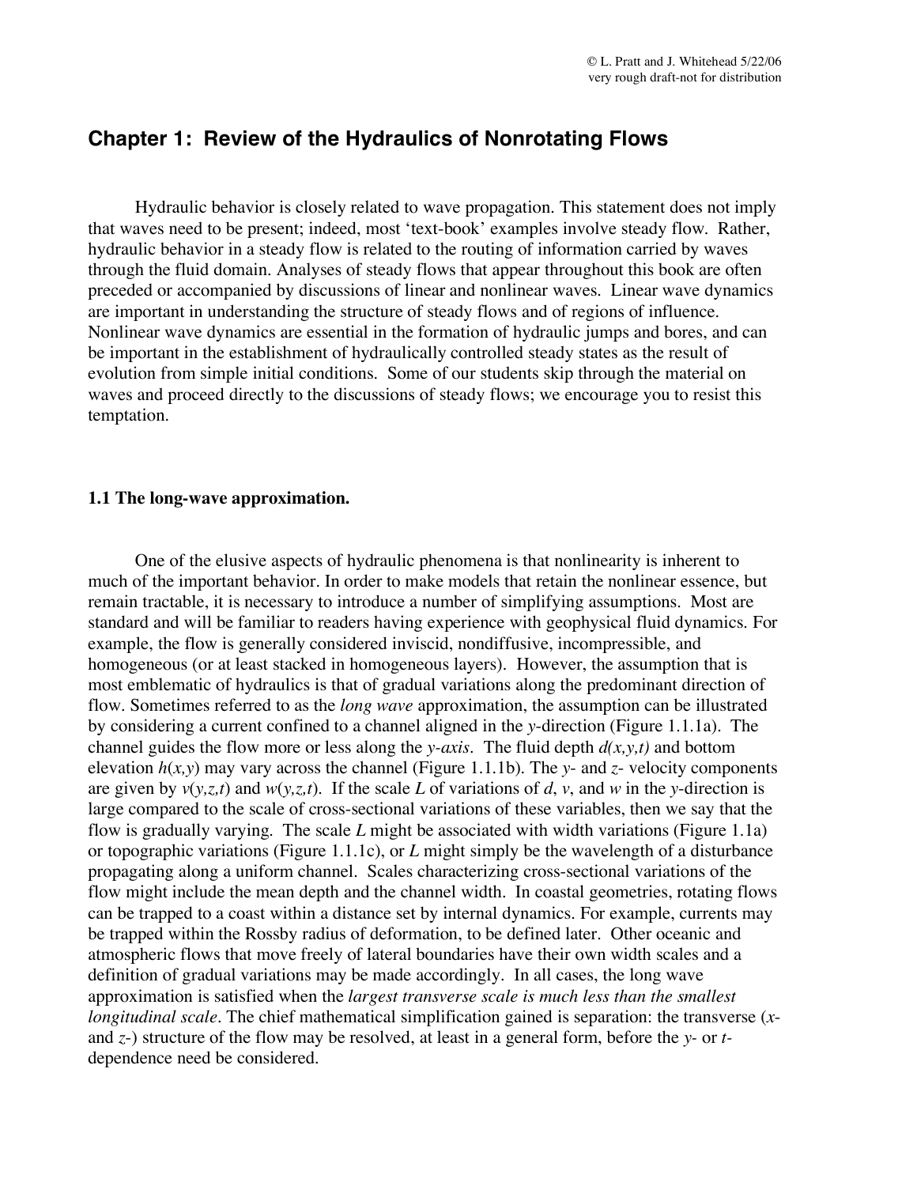# Chapter 1: Review of the Hydraulics of Nonrotating Flows

Hydraulic behavior is closely related to wave propagation. This statement does not imply that waves need to be present; indeed, most 'text-book' examples involve steady flow. Rather, hydraulic behavior in a steady flow is related to the routing of information carried by waves through the fluid domain. Analyses of steady flows that appear throughout this book are often preceded or accompanied by discussions of linear and nonlinear waves. Linear wave dynamics are important in understanding the structure of steady flows and of regions of influence. Nonlinear wave dynamics are essential in the formation of hydraulic jumps and bores, and can be important in the establishment of hydraulically controlled steady states as the result of evolution from simple initial conditions. Some of our students skip through the material on waves and proceed directly to the discussions of steady flows; we encourage you to resist this temptation.

### 1.1 The long-wave approximation.

One of the elusive aspects of hydraulic phenomena is that nonlinearity is inherent to much of the important behavior. In order to make models that retain the nonlinear essence, but remain tractable, it is necessary to introduce a number of simplifying assumptions. Most are standard and will be familiar to readers having experience with geophysical fluid dynamics. For example, the flow is generally considered inviscid, nondiffusive, incompressible, and homogeneous (or at least stacked in homogeneous layers). However, the assumption that is most emblematic of hydraulics is that of gradual variations along the predominant direction of flow. Sometimes referred to as the *long wave* approximation, the assumption can be illustrated by considering a current confined to a channel aligned in the *y*-direction (Figure 1.1.1a). The channel guides the flow more or less along the *y-axis*. The fluid depth $d(x,y,t)$ and bottom elevation $h(x,y)$ may vary across the channel (Figure 1.1.1b). The *y*- and *z*- velocity components are given by $v(y,z,t)$ and $w(y,z,t)$. If the scale $L$ of variations of $d$, $v$, and $w$ in the *y*-direction is large compared to the scale of cross-sectional variations of these variables, then we say that the flow is gradually varying. The scale $L$ might be associated with width variations (Figure 1.1a) or topographic variations (Figure 1.1.1c), or $L$ might simply be the wavelength of a disturbance propagating along a uniform channel. Scales characterizing cross-sectional variations of the flow might include the mean depth and the channel width. In coastal geometries, rotating flows can be trapped to a coast within a distance set by internal dynamics. For example, currents may be trapped within the Rossby radius of deformation, to be defined later. Other oceanic and atmospheric flows that move freely of lateral boundaries have their own width scales and a definition of gradual variations may be made accordingly. In all cases, the long wave approximation is satisfied when the *largest transverse scale is much less than the smallest longitudinal scale*. The chief mathematical simplification gained is separation: the transverse (*x*- and *z*-) structure of the flow may be resolved, at least in a general form, before the *y*- or *t*-dependence need be considered.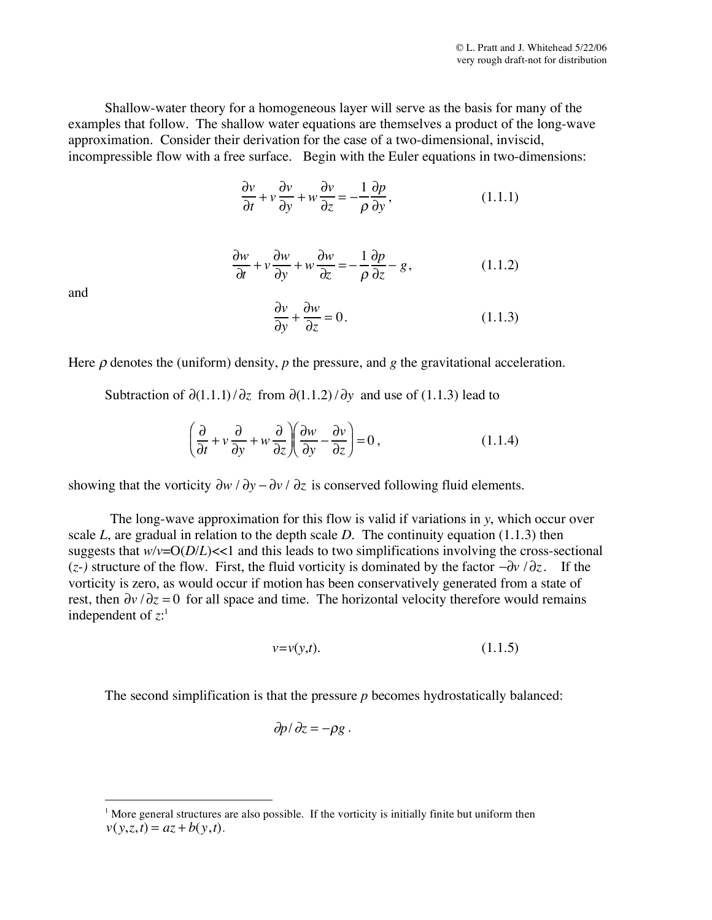Shallow-water theory for a homogeneous layer will serve as the basis for many of the examples that follow. The shallow water equations are themselves a product of the long-wave approximation. Consider their derivation for the case of a two-dimensional, inviscid, incompressible flow with a free surface. Begin with the Euler equations in two-dimensions:

$$\frac{\partial v}{\partial t} + v\frac{\partial v}{\partial y} + w\frac{\partial v}{\partial z} = -\frac{1}{\rho}\frac{\partial p}{\partial y}, \qquad (1.1.1)$$

$$\frac{\partial w}{\partial t} + v\frac{\partial w}{\partial y} + w\frac{\partial w}{\partial z} = -\frac{1}{\rho}\frac{\partial p}{\partial z} - g, \qquad (1.1.2)$$

and

$$\frac{\partial v}{\partial y} + \frac{\partial w}{\partial z} = 0. \qquad (1.1.3)$$

Here $\rho$ denotes the (uniform) density, $p$ the pressure, and $g$ the gravitational acceleration.

Subtraction of $\partial(1.1.1)/\partial z$ from $\partial(1.1.2)/\partial y$ and use of (1.1.3) lead to

$$\left(\frac{\partial}{\partial t} + v\frac{\partial}{\partial y} + w\frac{\partial}{\partial z}\right)\left(\frac{\partial w}{\partial y} - \frac{\partial v}{\partial z}\right) = 0, \qquad (1.1.4)$$

showing that the vorticity $\partial w/\partial y - \partial v/\partial z$ is conserved following fluid elements.

The long-wave approximation for this flow is valid if variations in $y$, which occur over scale $L$, are gradual in relation to the depth scale $D$. The continuity equation (1.1.3) then suggests that $w/v = O(D/L) << 1$ and this leads to two simplifications involving the cross-sectional ($z$-) structure of the flow. First, the fluid vorticity is dominated by the factor $-\partial v/\partial z$. If the vorticity is zero, as would occur if motion has been conservatively generated from a state of rest, then $\partial v/\partial z = 0$ for all space and time. The horizontal velocity therefore would remains independent of $z$:[1]

$$v = v(y,t). \qquad (1.1.5)$$

The second simplification is that the pressure $p$ becomes hydrostatically balanced:

$$\partial p/\partial z = -\rho g.$$

---

[1] More general structures are also possible. If the vorticity is initially finite but uniform then $v(y,z,t) = az + b(y,t)$.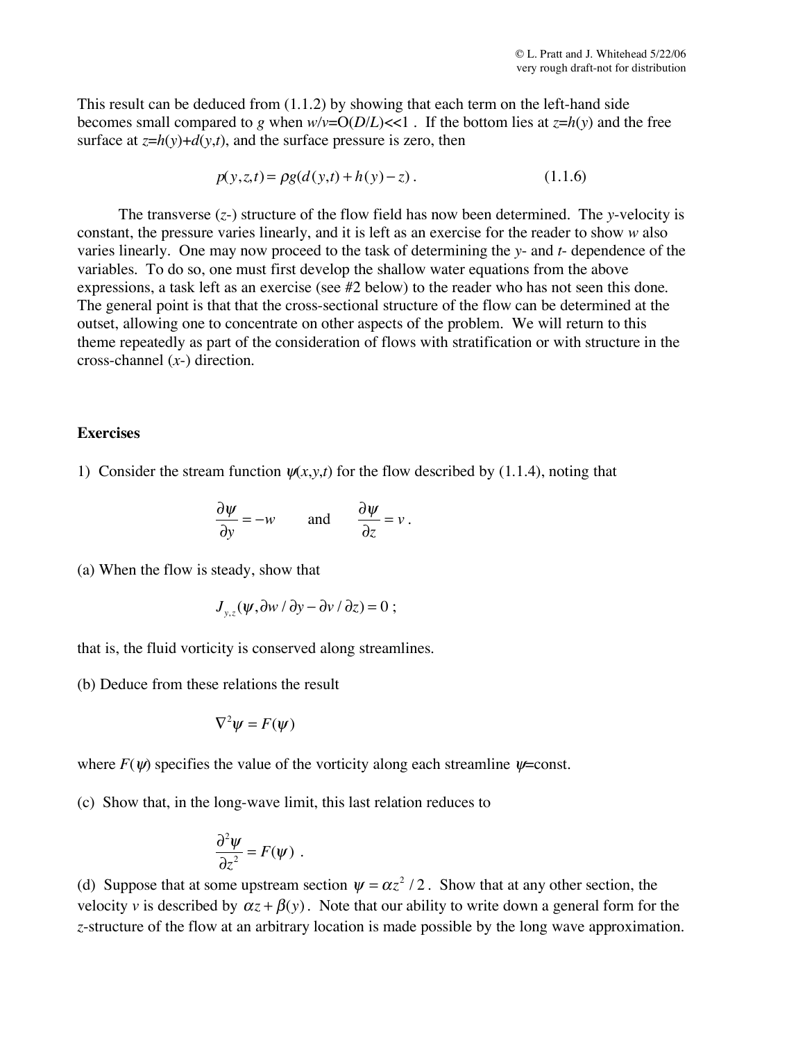This result can be deduced from (1.1.2) by showing that each term on the left-hand side becomes small compared to $g$ when $w/v$=O($D/L$)<<1 . If the bottom lies at $z$=$h$($y$) and the free surface at $z$=$h$($y$)+$d$($y$,$t$), and the surface pressure is zero, then

$$p(y,z,t) = \rho g(d(y,t) + h(y) - z) \,. \qquad (1.1.6)$$

The transverse ($z$-) structure of the flow field has now been determined. The $y$-velocity is constant, the pressure varies linearly, and it is left as an exercise for the reader to show $w$ also varies linearly. One may now proceed to the task of determining the $y$- and $t$- dependence of the variables. To do so, one must first develop the shallow water equations from the above expressions, a task left as an exercise (see #2 below) to the reader who has not seen this done. The general point is that that the cross-sectional structure of the flow can be determined at the outset, allowing one to concentrate on other aspects of the problem. We will return to this theme repeatedly as part of the consideration of flows with stratification or with structure in the cross-channel ($x$-) direction.

**Exercises**

1) Consider the stream function $\psi(x,y,t)$ for the flow described by (1.1.4), noting that

$$\frac{\partial \psi}{\partial y} = -w \qquad \text{and} \qquad \frac{\partial \psi}{\partial z} = v \,.$$

(a) When the flow is steady, show that

$$J_{y,z}(\psi, \partial w/\partial y - \partial v/\partial z) = 0 \,;$$

that is, the fluid vorticity is conserved along streamlines.

(b) Deduce from these relations the result

$$\nabla^2 \psi = F(\psi)$$

where $F(\psi)$ specifies the value of the vorticity along each streamline $\psi$=const.

(c) Show that, in the long-wave limit, this last relation reduces to

$$\frac{\partial^2 \psi}{\partial z^2} = F(\psi) \,.$$

(d) Suppose that at some upstream section $\psi = \alpha z^2/2$. Show that at any other section, the velocity $v$ is described by $\alpha z + \beta(y)$. Note that our ability to write down a general form for the $z$-structure of the flow at an arbitrary location is made possible by the long wave approximation.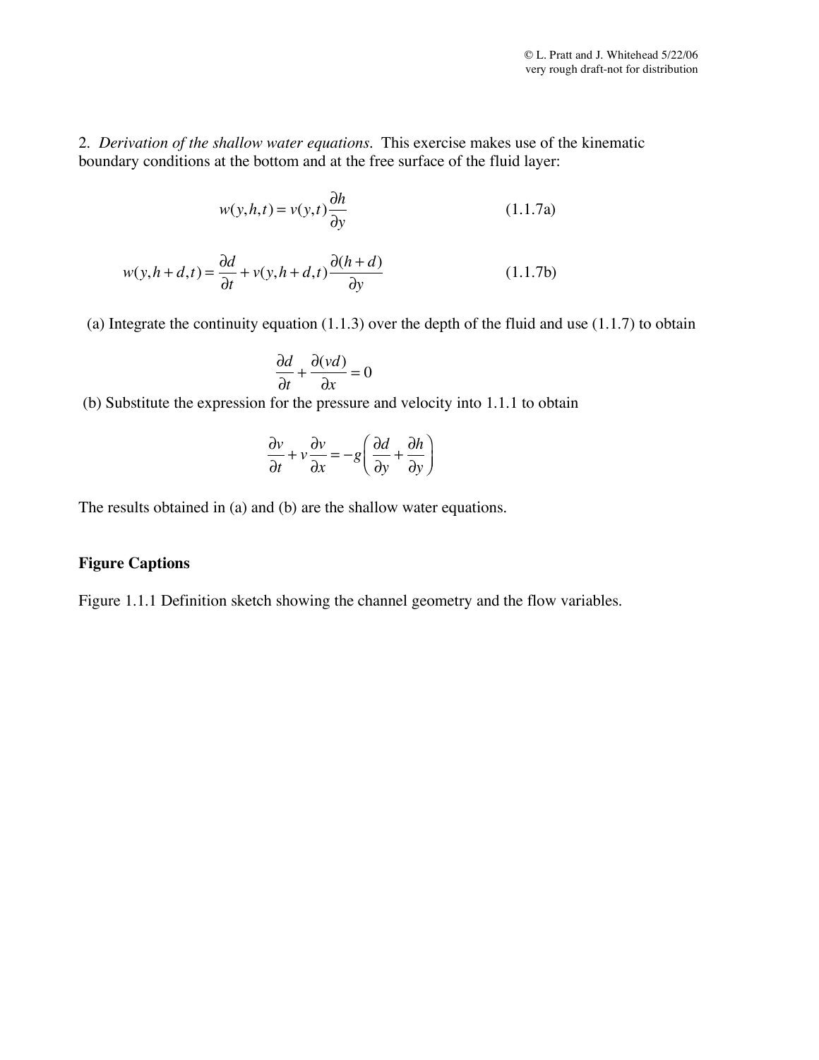2. *Derivation of the shallow water equations.* This exercise makes use of the kinematic boundary conditions at the bottom and at the free surface of the fluid layer:

$$w(y,h,t) = v(y,t)\frac{\partial h}{\partial y} \qquad \text{(1.1.7a)}$$

$$w(y,h+d,t) = \frac{\partial d}{\partial t} + v(y,h+d,t)\frac{\partial (h+d)}{\partial y} \qquad \text{(1.1.7b)}$$

(a) Integrate the continuity equation (1.1.3) over the depth of the fluid and use (1.1.7) to obtain

$$\frac{\partial d}{\partial t} + \frac{\partial (vd)}{\partial x} = 0$$

(b) Substitute the expression for the pressure and velocity into 1.1.1 to obtain

$$\frac{\partial v}{\partial t} + v\frac{\partial v}{\partial x} = -g\left(\frac{\partial d}{\partial y} + \frac{\partial h}{\partial y}\right)$$

The results obtained in (a) and (b) are the shallow water equations.

**Figure Captions**

Figure 1.1.1 Definition sketch showing the channel geometry and the flow variables.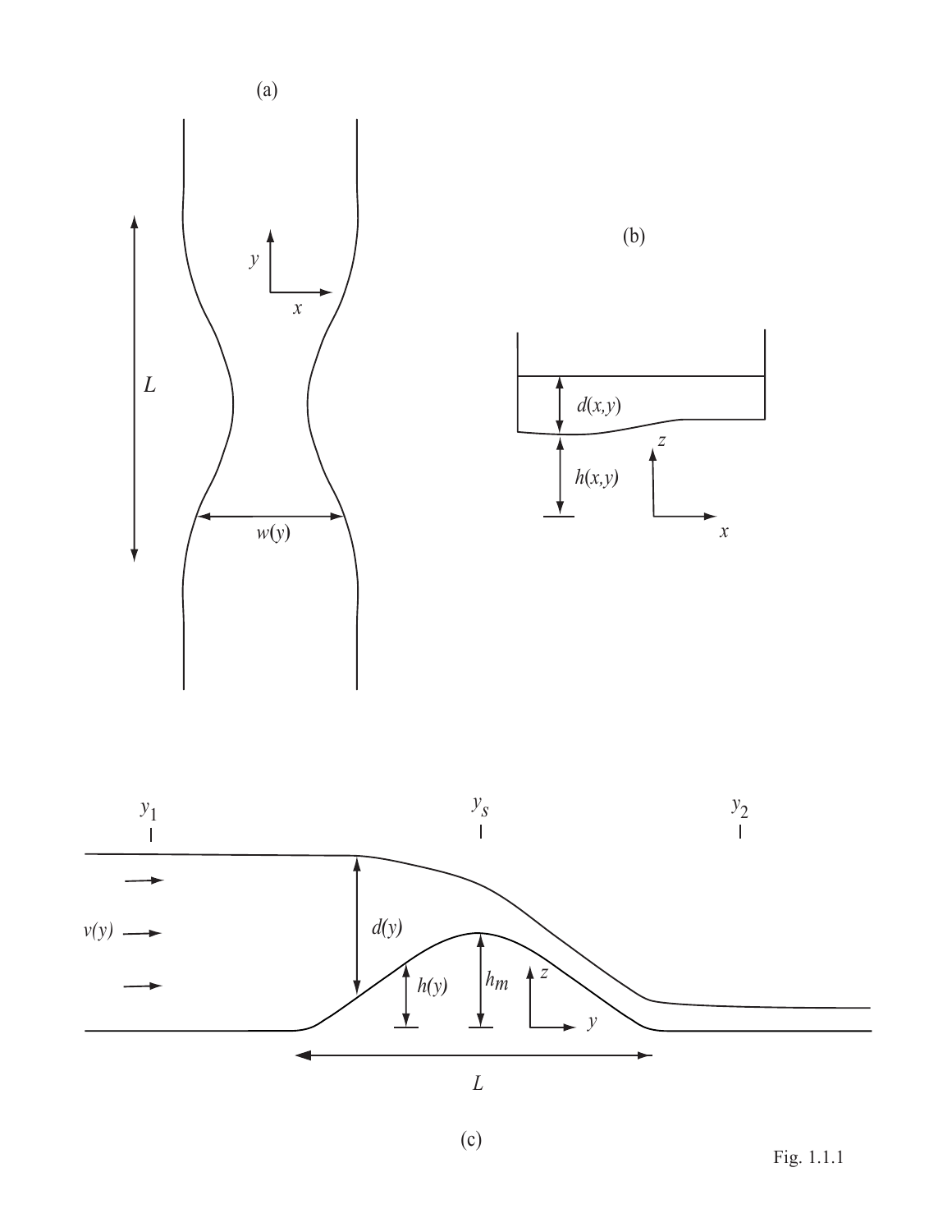(a)

$L$

$y$

$x$

$w(y)$

(b)

$d(x,y)$

$h(x,y)$

$z$

$x$

$y_1$

$y_s$

$y_2$

$v(y)$

$d(y)$

$h(y)$

$h_m$

$z$

$y$

$L$

(c)

Fig. 1.1.1